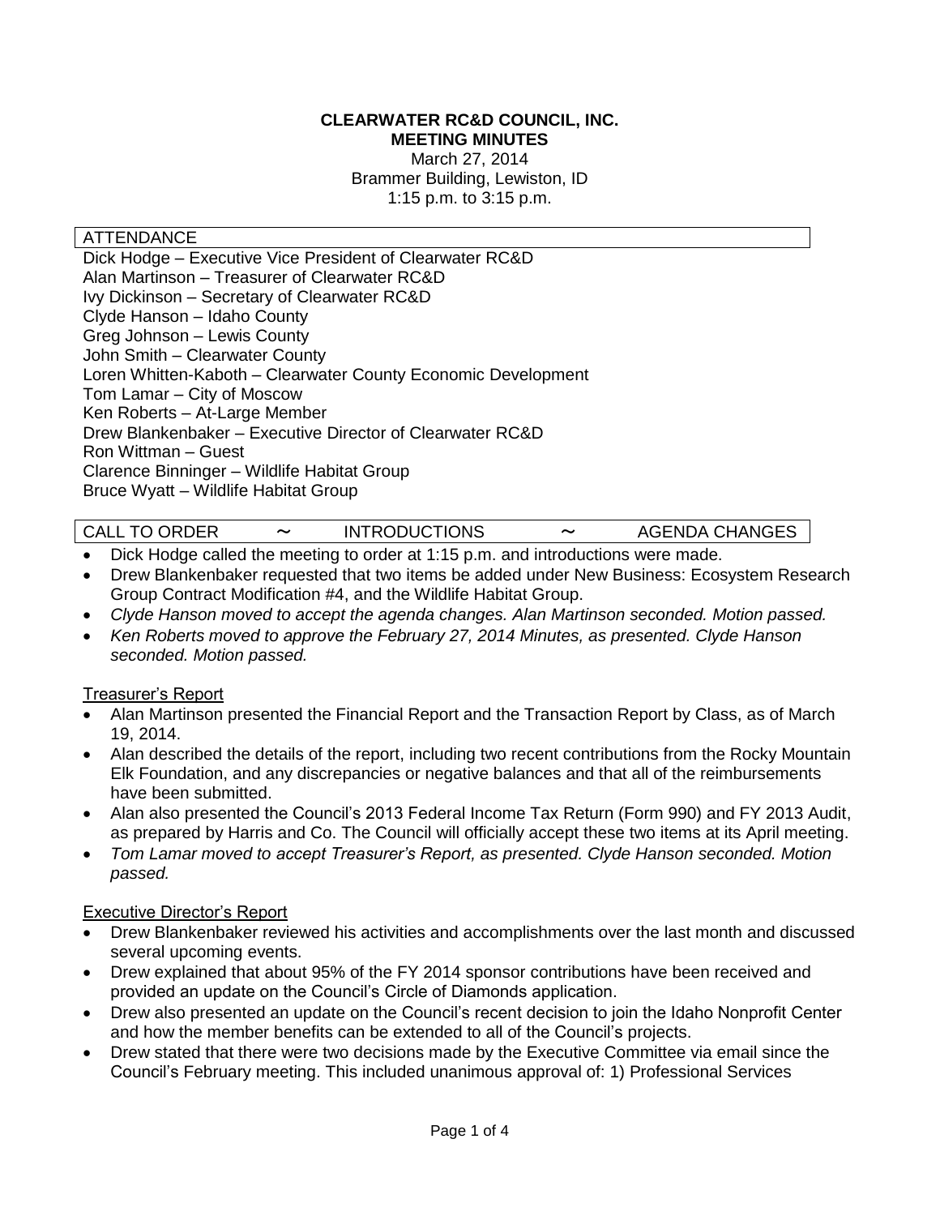**CLEARWATER RC&D COUNCIL, INC.**
**MEETING MINUTES**

March 27, 2014
Brammer Building, Lewiston, ID
1:15 p.m. to 3:15 p.m.

| ATTENDANCE |
|---|

Dick Hodge – Executive Vice President of Clearwater RC&D
Alan Martinson – Treasurer of Clearwater RC&D
Ivy Dickinson – Secretary of Clearwater RC&D
Clyde Hanson – Idaho County
Greg Johnson – Lewis County
John Smith – Clearwater County
Loren Whitten-Kaboth – Clearwater County Economic Development
Tom Lamar – City of Moscow
Ken Roberts – At-Large Member
Drew Blankenbaker – Executive Director of Clearwater RC&D
Ron Wittman – Guest
Clarence Binninger – Wildlife Habitat Group
Bruce Wyatt – Wildlife Habitat Group

| CALL TO ORDER ~ INTRODUCTIONS ~ AGENDA CHANGES |
|---|

- Dick Hodge called the meeting to order at 1:15 p.m. and introductions were made.
- Drew Blankenbaker requested that two items be added under New Business: Ecosystem Research Group Contract Modification #4, and the Wildlife Habitat Group.
- *Clyde Hanson moved to accept the agenda changes. Alan Martinson seconded. Motion passed.*
- *Ken Roberts moved to approve the February 27, 2014 Minutes, as presented. Clyde Hanson seconded. Motion passed.*

Treasurer's Report

- Alan Martinson presented the Financial Report and the Transaction Report by Class, as of March 19, 2014.
- Alan described the details of the report, including two recent contributions from the Rocky Mountain Elk Foundation, and any discrepancies or negative balances and that all of the reimbursements have been submitted.
- Alan also presented the Council's 2013 Federal Income Tax Return (Form 990) and FY 2013 Audit, as prepared by Harris and Co. The Council will officially accept these two items at its April meeting.
- *Tom Lamar moved to accept Treasurer's Report, as presented. Clyde Hanson seconded. Motion passed.*

Executive Director's Report

- Drew Blankenbaker reviewed his activities and accomplishments over the last month and discussed several upcoming events.
- Drew explained that about 95% of the FY 2014 sponsor contributions have been received and provided an update on the Council's Circle of Diamonds application.
- Drew also presented an update on the Council's recent decision to join the Idaho Nonprofit Center and how the member benefits can be extended to all of the Council's projects.
- Drew stated that there were two decisions made by the Executive Committee via email since the Council's February meeting. This included unanimous approval of: 1) Professional Services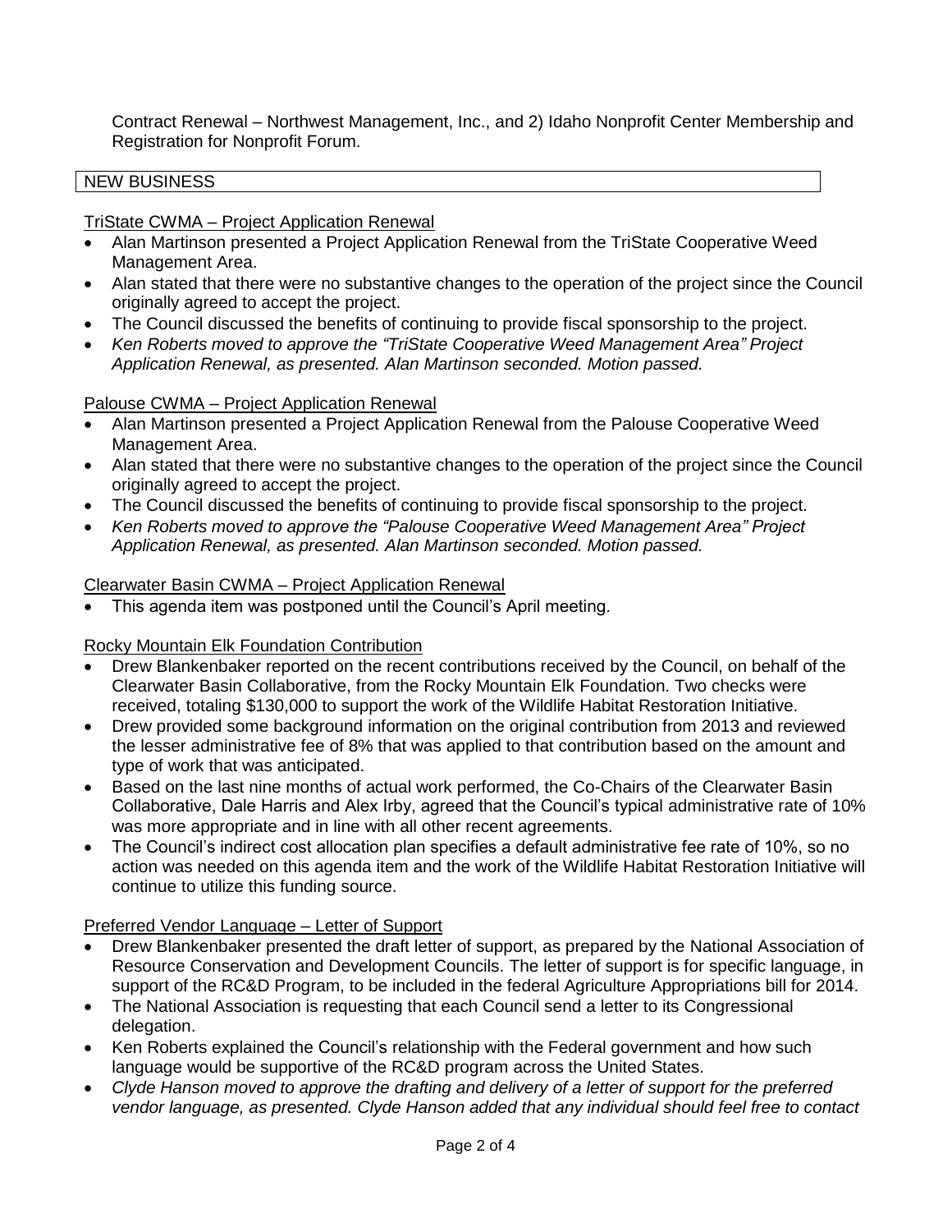Contract Renewal – Northwest Management, Inc., and 2) Idaho Nonprofit Center Membership and Registration for Nonprofit Forum.

## NEW BUSINESS

TriState CWMA – Project Application Renewal

- Alan Martinson presented a Project Application Renewal from the TriState Cooperative Weed Management Area.
- Alan stated that there were no substantive changes to the operation of the project since the Council originally agreed to accept the project.
- The Council discussed the benefits of continuing to provide fiscal sponsorship to the project.
- *Ken Roberts moved to approve the "TriState Cooperative Weed Management Area" Project Application Renewal, as presented. Alan Martinson seconded. Motion passed.*

Palouse CWMA – Project Application Renewal

- Alan Martinson presented a Project Application Renewal from the Palouse Cooperative Weed Management Area.
- Alan stated that there were no substantive changes to the operation of the project since the Council originally agreed to accept the project.
- The Council discussed the benefits of continuing to provide fiscal sponsorship to the project.
- *Ken Roberts moved to approve the "Palouse Cooperative Weed Management Area" Project Application Renewal, as presented. Alan Martinson seconded. Motion passed.*

Clearwater Basin CWMA – Project Application Renewal

- This agenda item was postponed until the Council's April meeting.

Rocky Mountain Elk Foundation Contribution

- Drew Blankenbaker reported on the recent contributions received by the Council, on behalf of the Clearwater Basin Collaborative, from the Rocky Mountain Elk Foundation. Two checks were received, totaling $130,000 to support the work of the Wildlife Habitat Restoration Initiative.
- Drew provided some background information on the original contribution from 2013 and reviewed the lesser administrative fee of 8% that was applied to that contribution based on the amount and type of work that was anticipated.
- Based on the last nine months of actual work performed, the Co-Chairs of the Clearwater Basin Collaborative, Dale Harris and Alex Irby, agreed that the Council's typical administrative rate of 10% was more appropriate and in line with all other recent agreements.
- The Council's indirect cost allocation plan specifies a default administrative fee rate of 10%, so no action was needed on this agenda item and the work of the Wildlife Habitat Restoration Initiative will continue to utilize this funding source.

Preferred Vendor Language – Letter of Support

- Drew Blankenbaker presented the draft letter of support, as prepared by the National Association of Resource Conservation and Development Councils. The letter of support is for specific language, in support of the RC&D Program, to be included in the federal Agriculture Appropriations bill for 2014.
- The National Association is requesting that each Council send a letter to its Congressional delegation.
- Ken Roberts explained the Council's relationship with the Federal government and how such language would be supportive of the RC&D program across the United States.
- *Clyde Hanson moved to approve the drafting and delivery of a letter of support for the preferred vendor language, as presented. Clyde Hanson added that any individual should feel free to contact*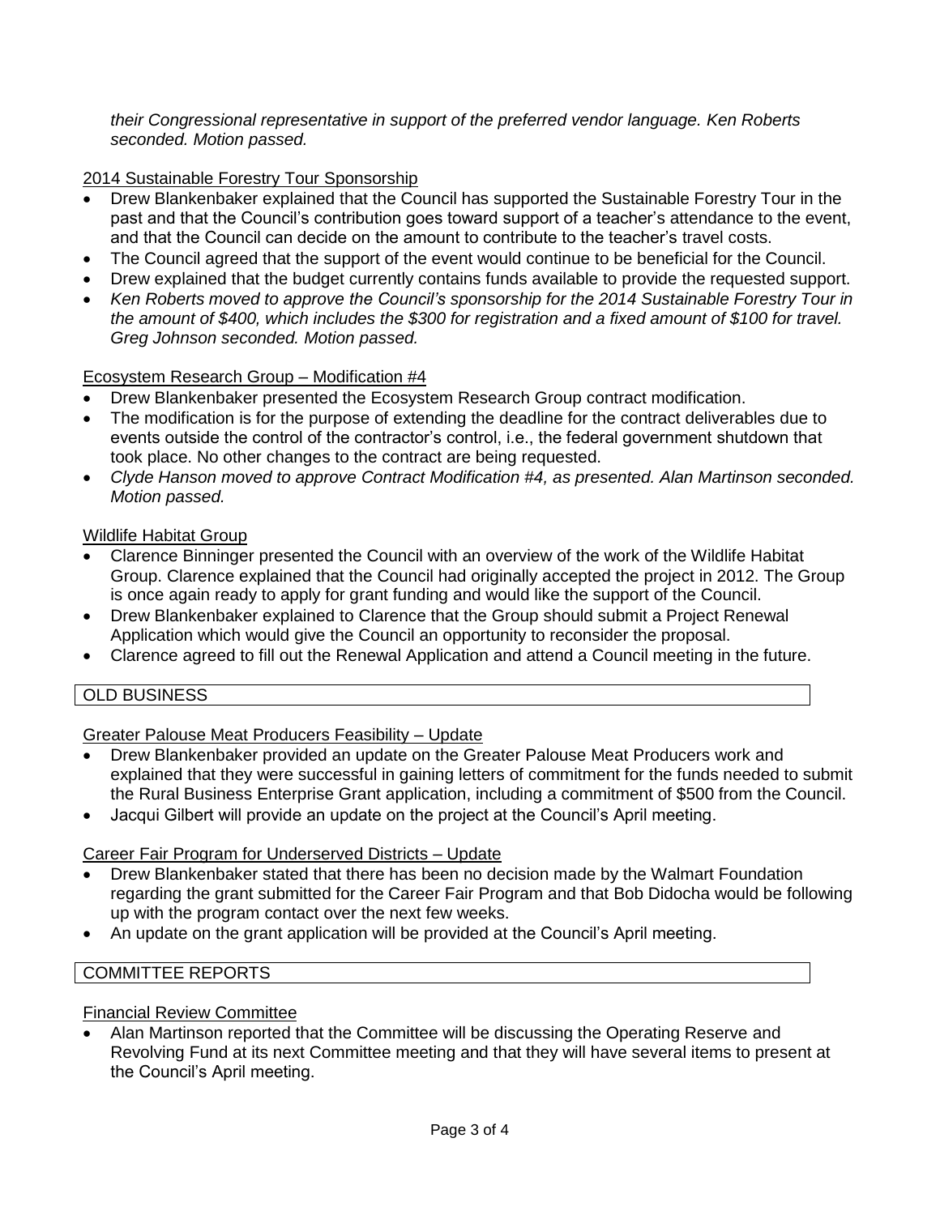*their Congressional representative in support of the preferred vendor language. Ken Roberts seconded. Motion passed.*

2014 Sustainable Forestry Tour Sponsorship

- Drew Blankenbaker explained that the Council has supported the Sustainable Forestry Tour in the past and that the Council's contribution goes toward support of a teacher's attendance to the event, and that the Council can decide on the amount to contribute to the teacher's travel costs.
- The Council agreed that the support of the event would continue to be beneficial for the Council.
- Drew explained that the budget currently contains funds available to provide the requested support.
- *Ken Roberts moved to approve the Council's sponsorship for the 2014 Sustainable Forestry Tour in the amount of $400, which includes the $300 for registration and a fixed amount of $100 for travel. Greg Johnson seconded. Motion passed.*

Ecosystem Research Group – Modification #4

- Drew Blankenbaker presented the Ecosystem Research Group contract modification.
- The modification is for the purpose of extending the deadline for the contract deliverables due to events outside the control of the contractor's control, i.e., the federal government shutdown that took place. No other changes to the contract are being requested.
- *Clyde Hanson moved to approve Contract Modification #4, as presented. Alan Martinson seconded. Motion passed.*

Wildlife Habitat Group

- Clarence Binninger presented the Council with an overview of the work of the Wildlife Habitat Group. Clarence explained that the Council had originally accepted the project in 2012. The Group is once again ready to apply for grant funding and would like the support of the Council.
- Drew Blankenbaker explained to Clarence that the Group should submit a Project Renewal Application which would give the Council an opportunity to reconsider the proposal.
- Clarence agreed to fill out the Renewal Application and attend a Council meeting in the future.

## OLD BUSINESS

Greater Palouse Meat Producers Feasibility – Update

- Drew Blankenbaker provided an update on the Greater Palouse Meat Producers work and explained that they were successful in gaining letters of commitment for the funds needed to submit the Rural Business Enterprise Grant application, including a commitment of $500 from the Council.
- Jacqui Gilbert will provide an update on the project at the Council's April meeting.

Career Fair Program for Underserved Districts – Update

- Drew Blankenbaker stated that there has been no decision made by the Walmart Foundation regarding the grant submitted for the Career Fair Program and that Bob Didocha would be following up with the program contact over the next few weeks.
- An update on the grant application will be provided at the Council's April meeting.

## COMMITTEE REPORTS

Financial Review Committee

- Alan Martinson reported that the Committee will be discussing the Operating Reserve and Revolving Fund at its next Committee meeting and that they will have several items to present at the Council's April meeting.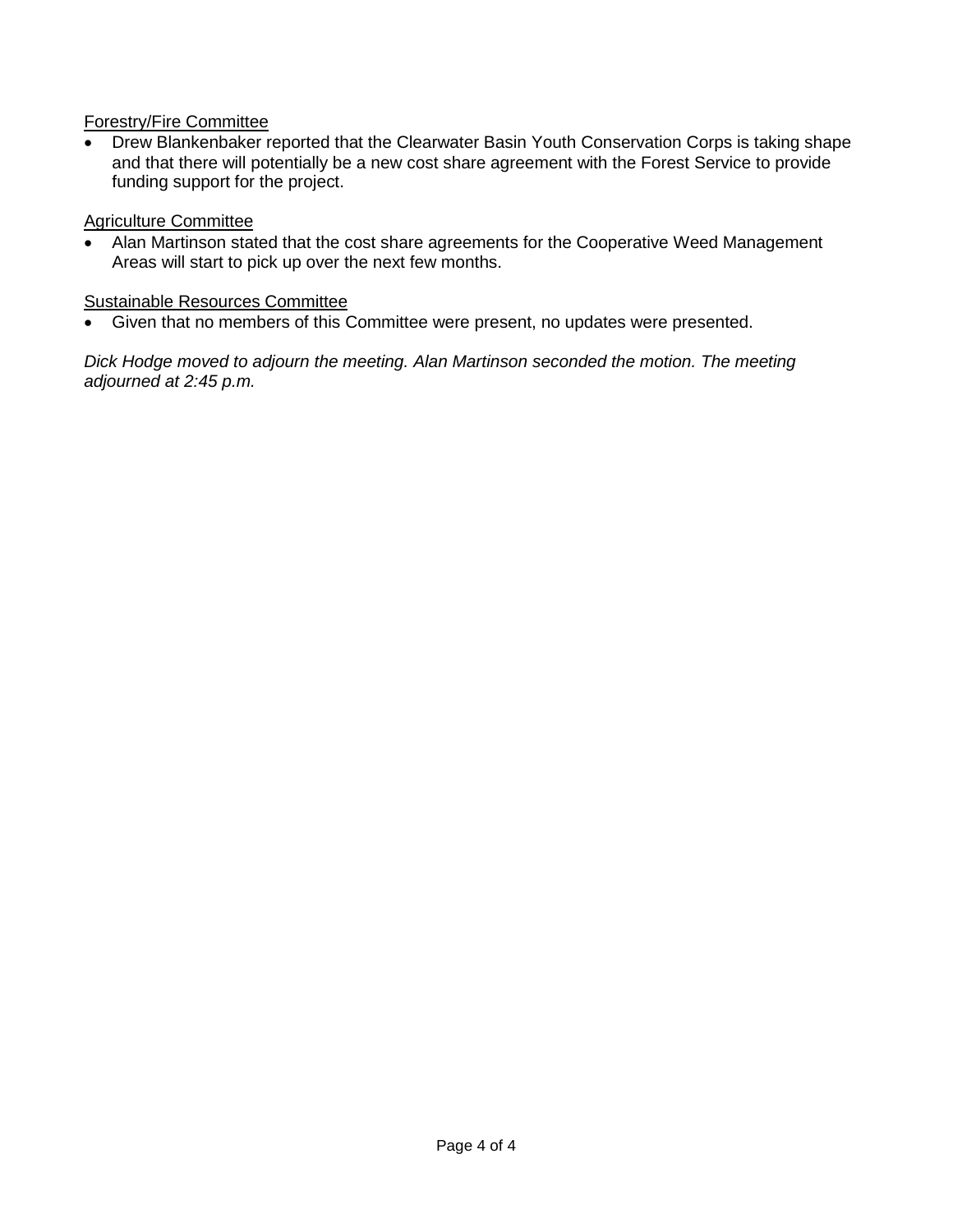<u>Forestry/Fire Committee</u>

- Drew Blankenbaker reported that the Clearwater Basin Youth Conservation Corps is taking shape and that there will potentially be a new cost share agreement with the Forest Service to provide funding support for the project.

<u>Agriculture Committee</u>

- Alan Martinson stated that the cost share agreements for the Cooperative Weed Management Areas will start to pick up over the next few months.

<u>Sustainable Resources Committee</u>

- Given that no members of this Committee were present, no updates were presented.

*Dick Hodge moved to adjourn the meeting. Alan Martinson seconded the motion. The meeting adjourned at 2:45 p.m.*